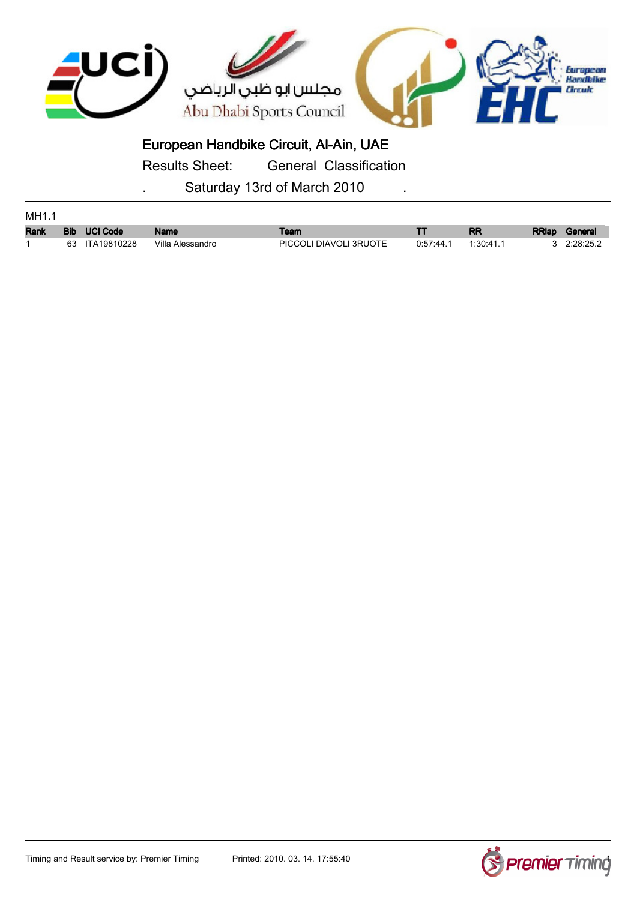# European Handbike Circuit, Al-Ain, UAE

Results Sheet: General Classification

. Saturday 13rd of March 2010 .

MH1.1

| Rank | Bib | UCI Code | Name | Team | TT | RR | RRlap | General |
|---|---|---|---|---|---|---|---|---|
| 1 | 63 | ITA19810228 | Villa Alessandro | PICCOLI DIAVOLI 3RUOTE | 0:57:44.1 | 1:30:41.1 | 3 | 2:28:25.2 |

Timing and Result service by: Premier Timing Printed: 2010. 03. 14. 17:55:40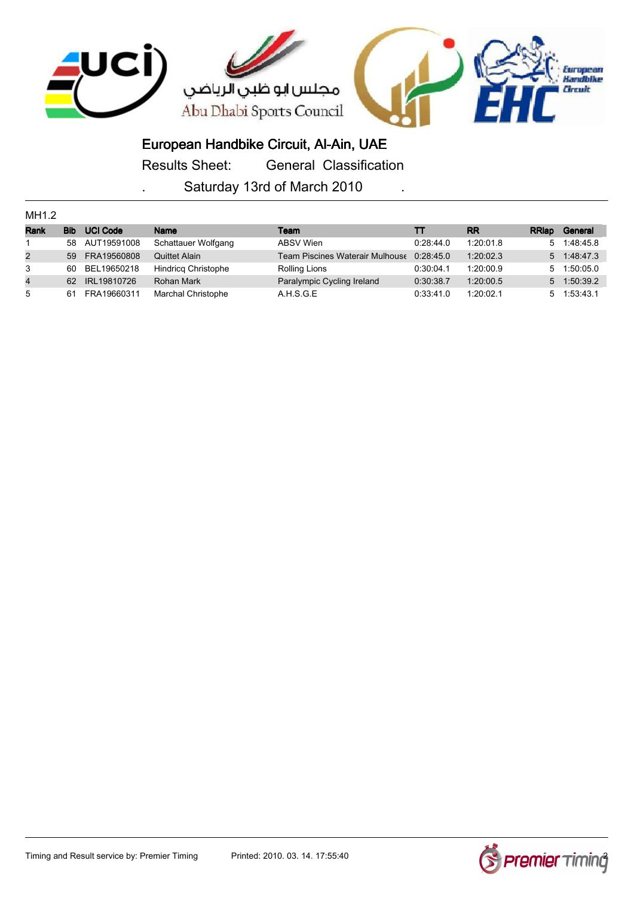مجلس ابو ظبي الرياضي

Abu Dhabi Sports Council

European Handbike Circuit

# European Handbike Circuit, Al-Ain, UAE

Results Sheet: General Classification

. Saturday 13rd of March 2010 .

MH1.2

| Rank | Bib | UCI Code | Name | Team | TT | RR | RRlap | General |
|---|---|---|---|---|---|---|---|---|
| 1 | 58 | AUT19591008 | Schattauer Wolfgang | ABSV Wien | 0:28:44.0 | 1:20:01.8 | 5 | 1:48:45.8 |
| 2 | 59 | FRA19560808 | Quittet Alain | Team Piscines Waterair Mulhouse | 0:28:45.0 | 1:20:02.3 | 5 | 1:48:47.3 |
| 3 | 60 | BEL19650218 | Hindricq Christophe | Rolling Lions | 0:30:04.1 | 1:20:00.9 | 5 | 1:50:05.0 |
| 4 | 62 | IRL19810726 | Rohan Mark | Paralympic Cycling Ireland | 0:30:38.7 | 1:20:00.5 | 5 | 1:50:39.2 |
| 5 | 61 | FRA19660311 | Marchal Christophe | A.H.S.G.E | 0:33:41.0 | 1:20:02.1 | 5 | 1:53:43.1 |

Timing and Result service by: Premier Timing Printed: 2010. 03. 14. 17:55:40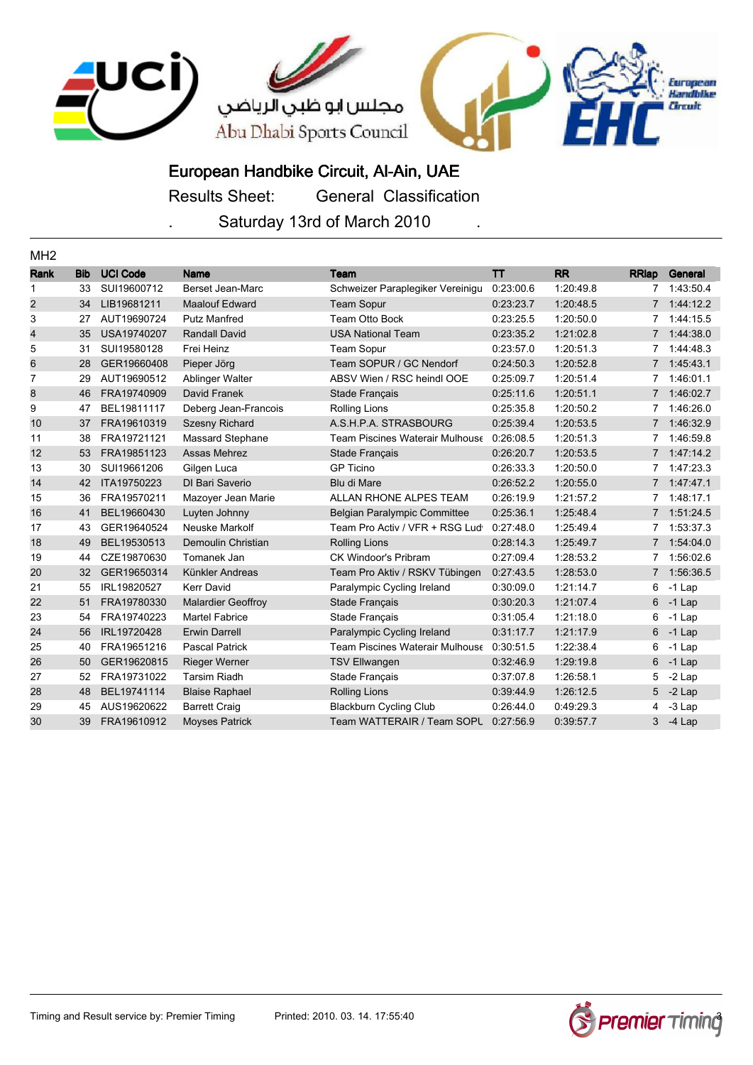مجلس ابو ظبي الرياضي
Abu Dhabi Sports Council

# European Handbike Circuit, Al-Ain, UAE

Results Sheet: General Classification

. Saturday 13rd of March 2010 .

## MH2

| Rank | Bib | UCI Code | Name | Team | TT | RR | RRlap | General |
|---|---|---|---|---|---|---|---|---|
| 1 | 33 | SUI19600712 | Berset Jean-Marc | Schweizer Paraplegiker Vereinigu | 0:23:00.6 | 1:20:49.8 | 7 | 1:43:50.4 |
| 2 | 34 | LIB19681211 | Maalouf Edward | Team Sopur | 0:23:23.7 | 1:20:48.5 | 7 | 1:44:12.2 |
| 3 | 27 | AUT19690724 | Putz Manfred | Team Otto Bock | 0:23:25.5 | 1:20:50.0 | 7 | 1:44:15.5 |
| 4 | 35 | USA19740207 | Randall David | USA National Team | 0:23:35.2 | 1:21:02.8 | 7 | 1:44:38.0 |
| 5 | 31 | SUI19580128 | Frei Heinz | Team Sopur | 0:23:57.0 | 1:20:51.3 | 7 | 1:44:48.3 |
| 6 | 28 | GER19660408 | Pieper Jörg | Team SOPUR / GC Nendorf | 0:24:50.3 | 1:20:52.8 | 7 | 1:45:43.1 |
| 7 | 29 | AUT19690512 | Ablinger Walter | ABSV Wien / RSC heindl OOE | 0:25:09.7 | 1:20:51.4 | 7 | 1:46:01.1 |
| 8 | 46 | FRA19740909 | David Franek | Stade Français | 0:25:11.6 | 1:20:51.1 | 7 | 1:46:02.7 |
| 9 | 47 | BEL19811117 | Deberg Jean-Francois | Rolling Lions | 0:25:35.8 | 1:20:50.2 | 7 | 1:46:26.0 |
| 10 | 37 | FRA19610319 | Szesny Richard | A.S.H.P.A. STRASBOURG | 0:25:39.4 | 1:20:53.5 | 7 | 1:46:32.9 |
| 11 | 38 | FRA19721121 | Massard Stephane | Team Piscines Waterair Mulhouse | 0:26:08.5 | 1:20:51.3 | 7 | 1:46:59.8 |
| 12 | 53 | FRA19851123 | Assas Mehrez | Stade Français | 0:26:20.7 | 1:20:53.5 | 7 | 1:47:14.2 |
| 13 | 30 | SUI19661206 | Gilgen Luca | GP Ticino | 0:26:33.3 | 1:20:50.0 | 7 | 1:47:23.3 |
| 14 | 42 | ITA19750223 | DI Bari Saverio | Blu di Mare | 0:26:52.2 | 1:20:55.0 | 7 | 1:47:47.1 |
| 15 | 36 | FRA19570211 | Mazoyer Jean Marie | ALLAN RHONE ALPES TEAM | 0:26:19.9 | 1:21:57.2 | 7 | 1:48:17.1 |
| 16 | 41 | BEL19660430 | Luyten Johnny | Belgian Paralympic Committee | 0:25:36.1 | 1:25:48.4 | 7 | 1:51:24.5 |
| 17 | 43 | GER19640524 | Neuske Markolf | Team Pro Activ / VFR + RSG Lud | 0:27:48.0 | 1:25:49.4 | 7 | 1:53:37.3 |
| 18 | 49 | BEL19530513 | Demoulin Christian | Rolling Lions | 0:28:14.3 | 1:25:49.7 | 7 | 1:54:04.0 |
| 19 | 44 | CZE19870630 | Tomanek Jan | CK Windoor's Pribram | 0:27:09.4 | 1:28:53.2 | 7 | 1:56:02.6 |
| 20 | 32 | GER19650314 | Künkler Andreas | Team Pro Aktiv / RSKV Tübingen | 0:27:43.5 | 1:28:53.0 | 7 | 1:56:36.5 |
| 21 | 55 | IRL19820527 | Kerr David | Paralympic Cycling Ireland | 0:30:09.0 | 1:21:14.7 | 6 | -1 Lap |
| 22 | 51 | FRA19780330 | Malardier Geoffroy | Stade Français | 0:30:20.3 | 1:21:07.4 | 6 | -1 Lap |
| 23 | 54 | FRA19740223 | Martel Fabrice | Stade Français | 0:31:05.4 | 1:21:18.0 | 6 | -1 Lap |
| 24 | 56 | IRL19720428 | Erwin Darrell | Paralympic Cycling Ireland | 0:31:17.7 | 1:21:17.9 | 6 | -1 Lap |
| 25 | 40 | FRA19651216 | Pascal Patrick | Team Piscines Waterair Mulhouse | 0:30:51.5 | 1:22:38.4 | 6 | -1 Lap |
| 26 | 50 | GER19620815 | Rieger Werner | TSV Ellwangen | 0:32:46.9 | 1:29:19.8 | 6 | -1 Lap |
| 27 | 52 | FRA19731022 | Tarsim Riadh | Stade Français | 0:37:07.8 | 1:26:58.1 | 5 | -2 Lap |
| 28 | 48 | BEL19741114 | Blaise Raphael | Rolling Lions | 0:39:44.9 | 1:26:12.5 | 5 | -2 Lap |
| 29 | 45 | AUS19620622 | Barrett Craig | Blackburn Cycling Club | 0:26:44.0 | 0:49:29.3 | 4 | -3 Lap |
| 30 | 39 | FRA19610912 | Moyses Patrick | Team WATTERAIR / Team SOPU | 0:27:56.9 | 0:39:57.7 | 3 | -4 Lap |

Timing and Result service by: Premier Timing Printed: 2010. 03. 14. 17:55:40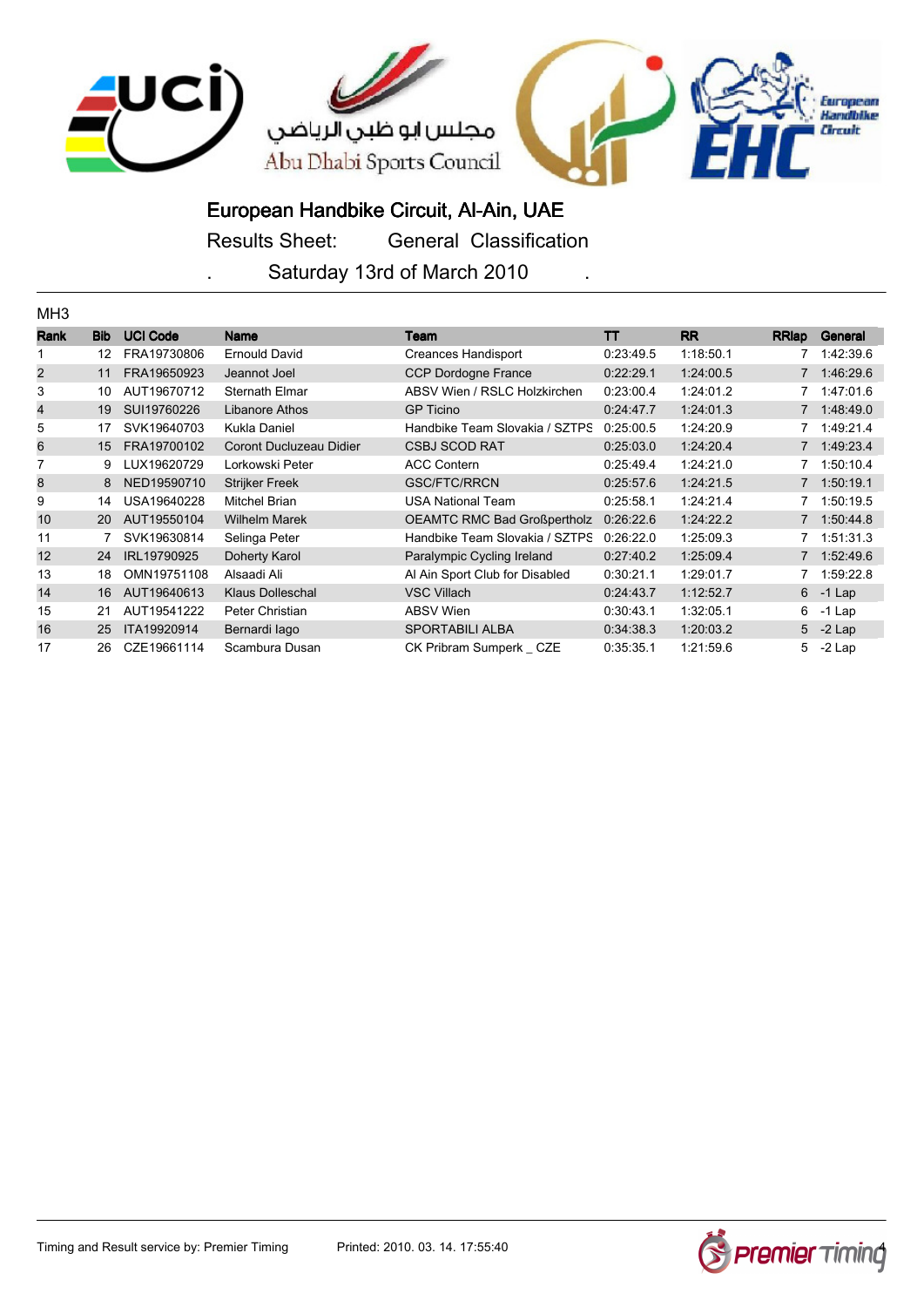مجلس ابو ظبي الرياضي

Abu Dhabi Sports Council

European Handbike Circuit

# European Handbike Circuit, Al-Ain, UAE

Results Sheet: General Classification

. Saturday 13rd of March 2010 .

MH3

| Rank | Bib | UCI Code | Name | Team | TT | RR | RRlap | General |
|---|---|---|---|---|---|---|---|---|
| 1 | 12 | FRA19730806 | Ernould David | Creances Handisport | 0:23:49.5 | 1:18:50.1 | 7 | 1:42:39.6 |
| 2 | 11 | FRA19650923 | Jeannot Joel | CCP Dordogne France | 0:22:29.1 | 1:24:00.5 | 7 | 1:46:29.6 |
| 3 | 10 | AUT19670712 | Sternath Elmar | ABSV Wien / RSLC Holzkirchen | 0:23:00.4 | 1:24:01.2 | 7 | 1:47:01.6 |
| 4 | 19 | SUI19760226 | Libanore Athos | GP Ticino | 0:24:47.7 | 1:24:01.3 | 7 | 1:48:49.0 |
| 5 | 17 | SVK19640703 | Kukla Daniel | Handbike Team Slovakia / SZTPS | 0:25:00.5 | 1:24:20.9 | 7 | 1:49:21.4 |
| 6 | 15 | FRA19700102 | Coront Ducluzeau Didier | CSBJ SCOD RAT | 0:25:03.0 | 1:24:20.4 | 7 | 1:49:23.4 |
| 7 | 9 | LUX19620729 | Lorkowski Peter | ACC Contern | 0:25:49.4 | 1:24:21.0 | 7 | 1:50:10.4 |
| 8 | 8 | NED19590710 | Strijker Freek | GSC/FTC/RRCN | 0:25:57.6 | 1:24:21.5 | 7 | 1:50:19.1 |
| 9 | 14 | USA19640228 | Mitchel Brian | USA National Team | 0:25:58.1 | 1:24:21.4 | 7 | 1:50:19.5 |
| 10 | 20 | AUT19550104 | Wilhelm Marek | OEAMTC RMC Bad Großpertholz | 0:26:22.6 | 1:24:22.2 | 7 | 1:50:44.8 |
| 11 | 7 | SVK19630814 | Selinga Peter | Handbike Team Slovakia / SZTPS | 0:26:22.0 | 1:25:09.3 | 7 | 1:51:31.3 |
| 12 | 24 | IRL19790925 | Doherty Karol | Paralympic Cycling Ireland | 0:27:40.2 | 1:25:09.4 | 7 | 1:52:49.6 |
| 13 | 18 | OMN19751108 | Alsaadi Ali | Al Ain Sport Club for Disabled | 0:30:21.1 | 1:29:01.7 | 7 | 1:59:22.8 |
| 14 | 16 | AUT19640613 | Klaus Dolleschal | VSC Villach | 0:24:43.7 | 1:12:52.7 | 6 | -1 Lap |
| 15 | 21 | AUT19541222 | Peter Christian | ABSV Wien | 0:30:43.1 | 1:32:05.1 | 6 | -1 Lap |
| 16 | 25 | ITA19920914 | Bernardi Iago | SPORTABILI ALBA | 0:34:38.3 | 1:20:03.2 | 5 | -2 Lap |
| 17 | 26 | CZE19661114 | Scambura Dusan | CK Pribram Sumperk _ CZE | 0:35:35.1 | 1:21:59.6 | 5 | -2 Lap |

Timing and Result service by: Premier Timing Printed: 2010. 03. 14. 17:55:40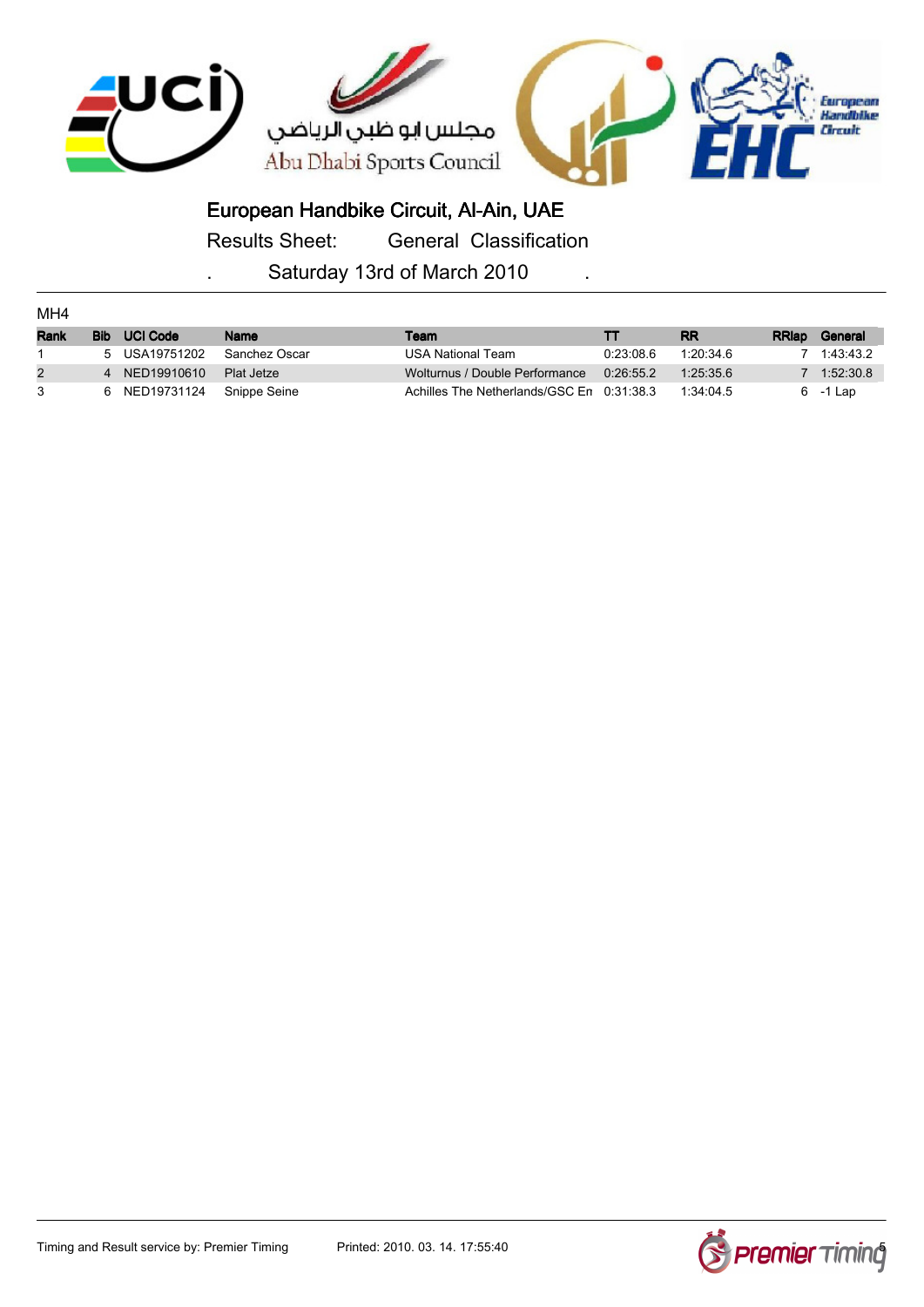مجلس ابو ظبي الرياضي
Abu Dhabi Sports Council

# European Handbike Circuit, Al-Ain, UAE

Results Sheet: General Classification

. Saturday 13rd of March 2010 .

MH4

| Rank | Bib | UCI Code | Name | Team | TT | RR | RRlap | General |
|---|---|---|---|---|---|---|---|---|
| 1 | 5 | USA19751202 | Sanchez Oscar | USA National Team | 0:23:08.6 | 1:20:34.6 | 7 | 1:43:43.2 |
| 2 | 4 | NED19910610 | Plat Jetze | Wolturnus / Double Performance | 0:26:55.2 | 1:25:35.6 | 7 | 1:52:30.8 |
| 3 | 6 | NED19731124 | Snippe Seine | Achilles The Netherlands/GSC En | 0:31:38.3 | 1:34:04.5 | 6 | -1 Lap |

Timing and Result service by: Premier Timing Printed: 2010. 03. 14. 17:55:40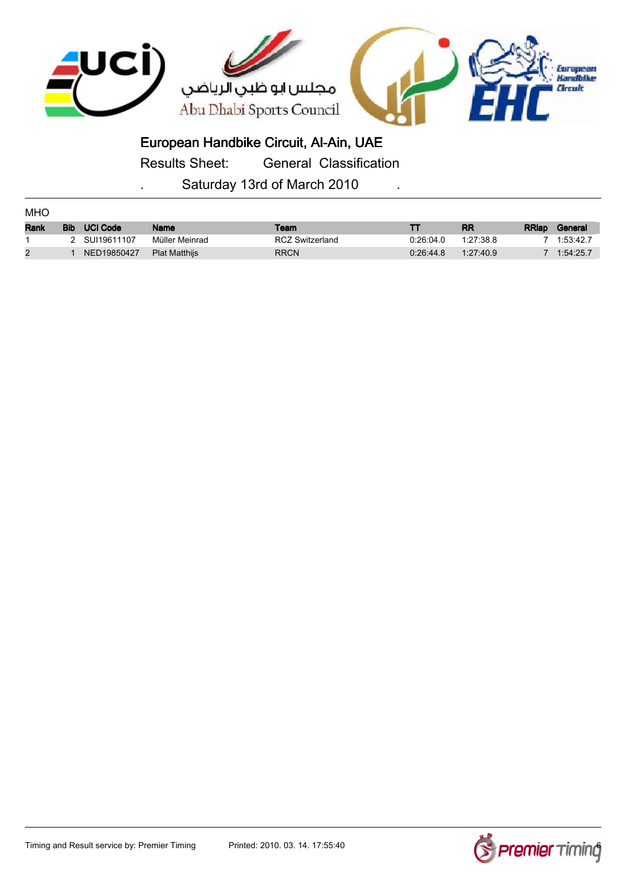مجلس ابو ظبي الرياضي

Abu Dhabi Sports Council

# European Handbike Circuit, Al-Ain, UAE

Results Sheet: General Classification

. Saturday 13rd of March 2010 .

MHO

| Rank | Bib | UCI Code | Name | Team | TT | RR | RRlap | General |
|---|---|---|---|---|---|---|---|---|
| 1 | 2 | SUI19611107 | Müller Meinrad | RCZ Switzerland | 0:26:04.0 | 1:27:38.8 | 7 | 1:53:42.7 |
| 2 | 1 | NED19850427 | Plat Matthijs | RRCN | 0:26:44.8 | 1:27:40.9 | 7 | 1:54:25.7 |

Timing and Result service by: Premier Timing Printed: 2010. 03. 14. 17:55:40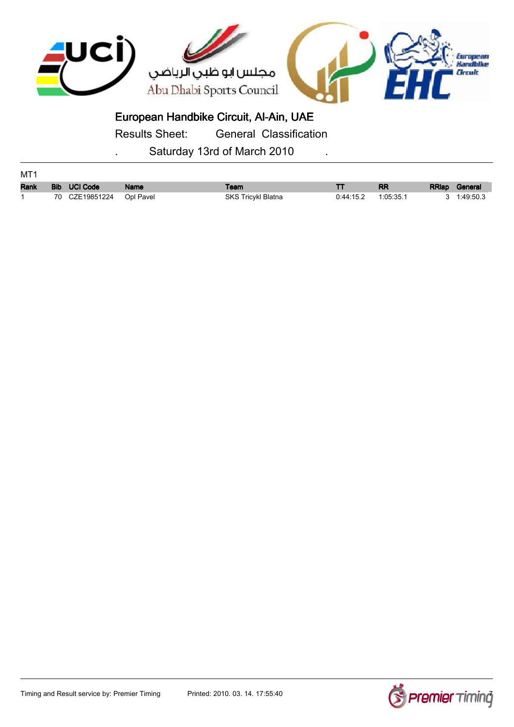# European Handbike Circuit, Al-Ain, UAE

Results Sheet: General Classification

. Saturday 13rd of March 2010 .

MT1

| Rank | Bib | UCI Code | Name | Team | TT | RR | RRlap | General |
|---|---|---|---|---|---|---|---|---|
| 1 | 70 | CZE19851224 | Opl Pavel | SKS Tricykl Blatna | 0:44:15.2 | 1:05:35.1 | 3 | 1:49:50.3 |

Timing and Result service by: Premier Timing    Printed: 2010. 03. 14. 17:55:40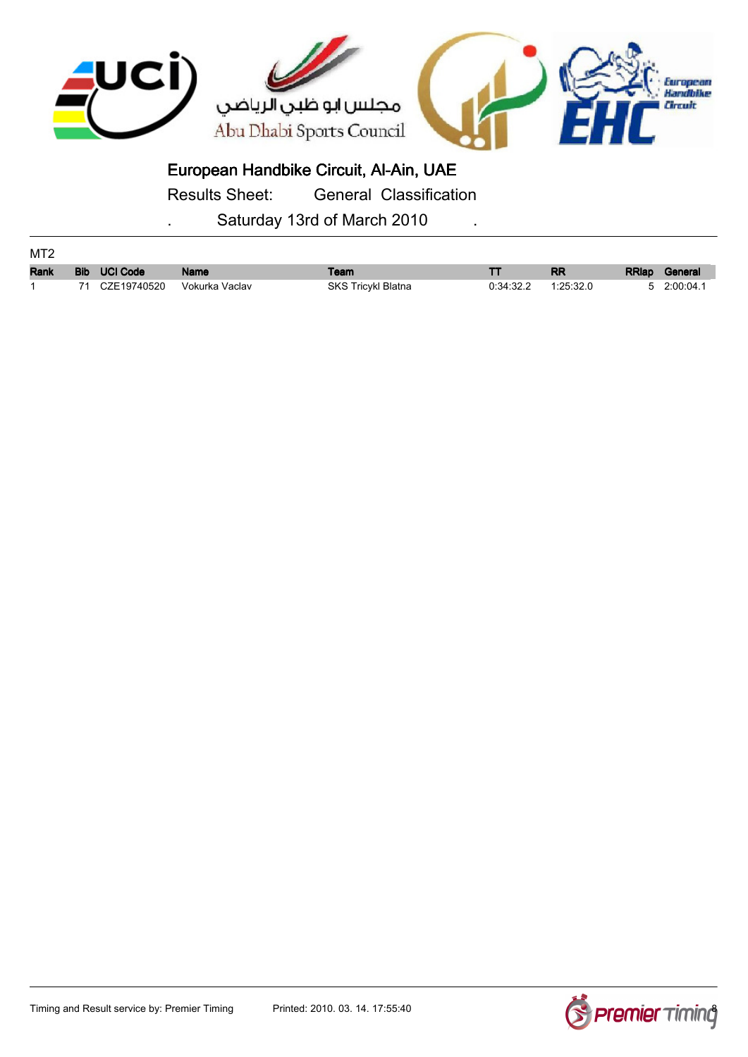مجلس ابو ظبي الرياضي

Abu Dhabi Sports Council

European Handbike Circuit

# European Handbike Circuit, Al-Ain, UAE

Results Sheet: General Classification

. Saturday 13rd of March 2010 .

MT2

| Rank | Bib | UCI Code | Name | Team | TT | RR | RRlap | General |
|---|---|---|---|---|---|---|---|---|
| 1 | 71 | CZE19740520 | Vokurka Vaclav | SKS Tricykl Blatna | 0:34:32.2 | 1:25:32.0 | 5 | 2:00:04.1 |

Timing and Result service by: Premier Timing Printed: 2010. 03. 14. 17:55:40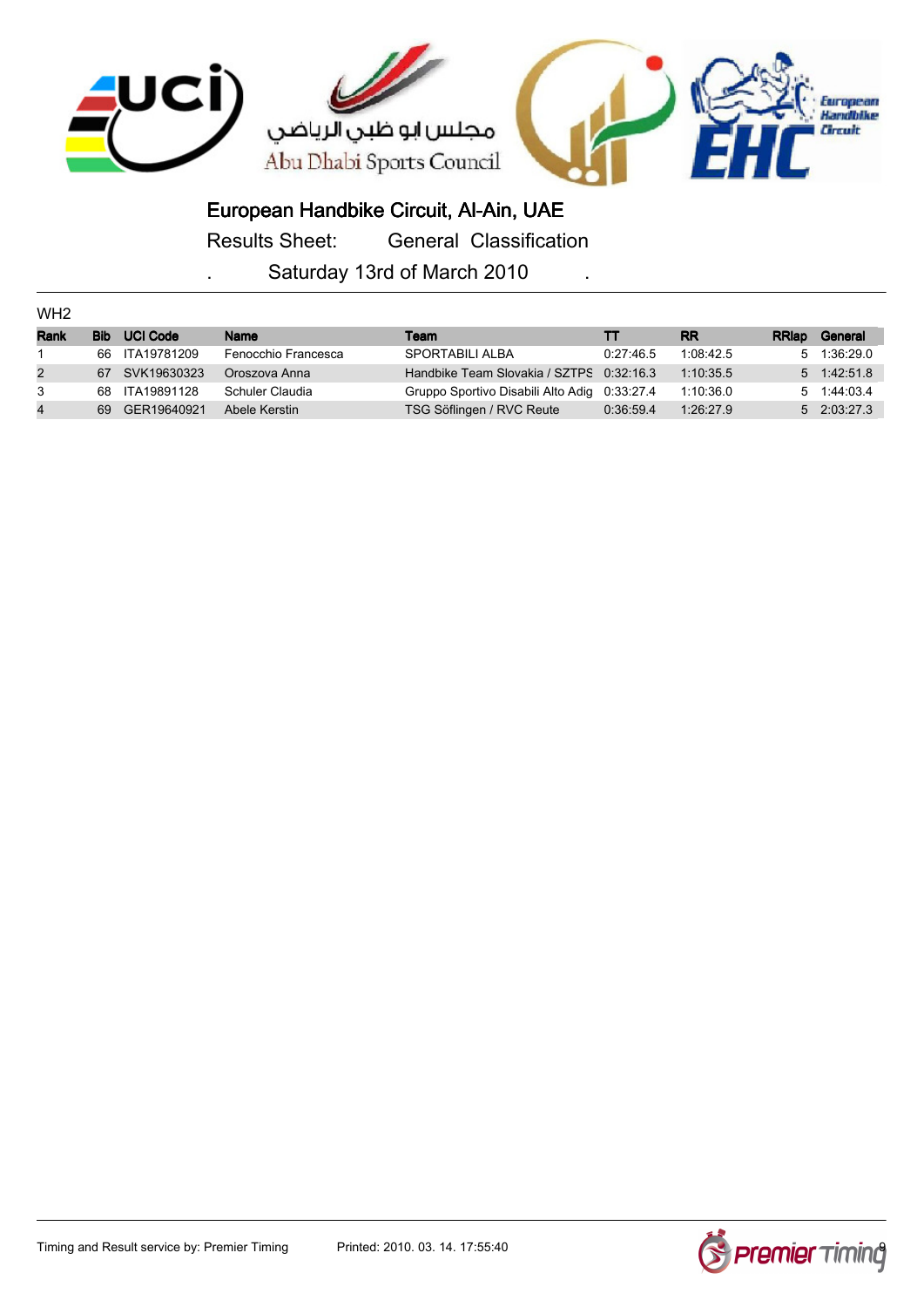مجلس ابو ظبي الرياضي
Abu Dhabi Sports Council

# European Handbike Circuit, Al-Ain, UAE

Results Sheet: General Classification

. Saturday 13rd of March 2010 .

WH2

| Rank | Bib | UCI Code | Name | Team | TT | RR | RRlap | General |
|---|---|---|---|---|---|---|---|---|
| 1 | 66 | ITA19781209 | Fenocchio Francesca | SPORTABILI ALBA | 0:27:46.5 | 1:08:42.5 | 5 | 1:36:29.0 |
| 2 | 67 | SVK19630323 | Oroszova Anna | Handbike Team Slovakia / SZTPS | 0:32:16.3 | 1:10:35.5 | 5 | 1:42:51.8 |
| 3 | 68 | ITA19891128 | Schuler Claudia | Gruppo Sportivo Disabili Alto Adig | 0:33:27.4 | 1:10:36.0 | 5 | 1:44:03.4 |
| 4 | 69 | GER19640921 | Abele Kerstin | TSG Söflingen / RVC Reute | 0:36:59.4 | 1:26:27.9 | 5 | 2:03:27.3 |

Timing and Result service by: Premier Timing Printed: 2010. 03. 14. 17:55:40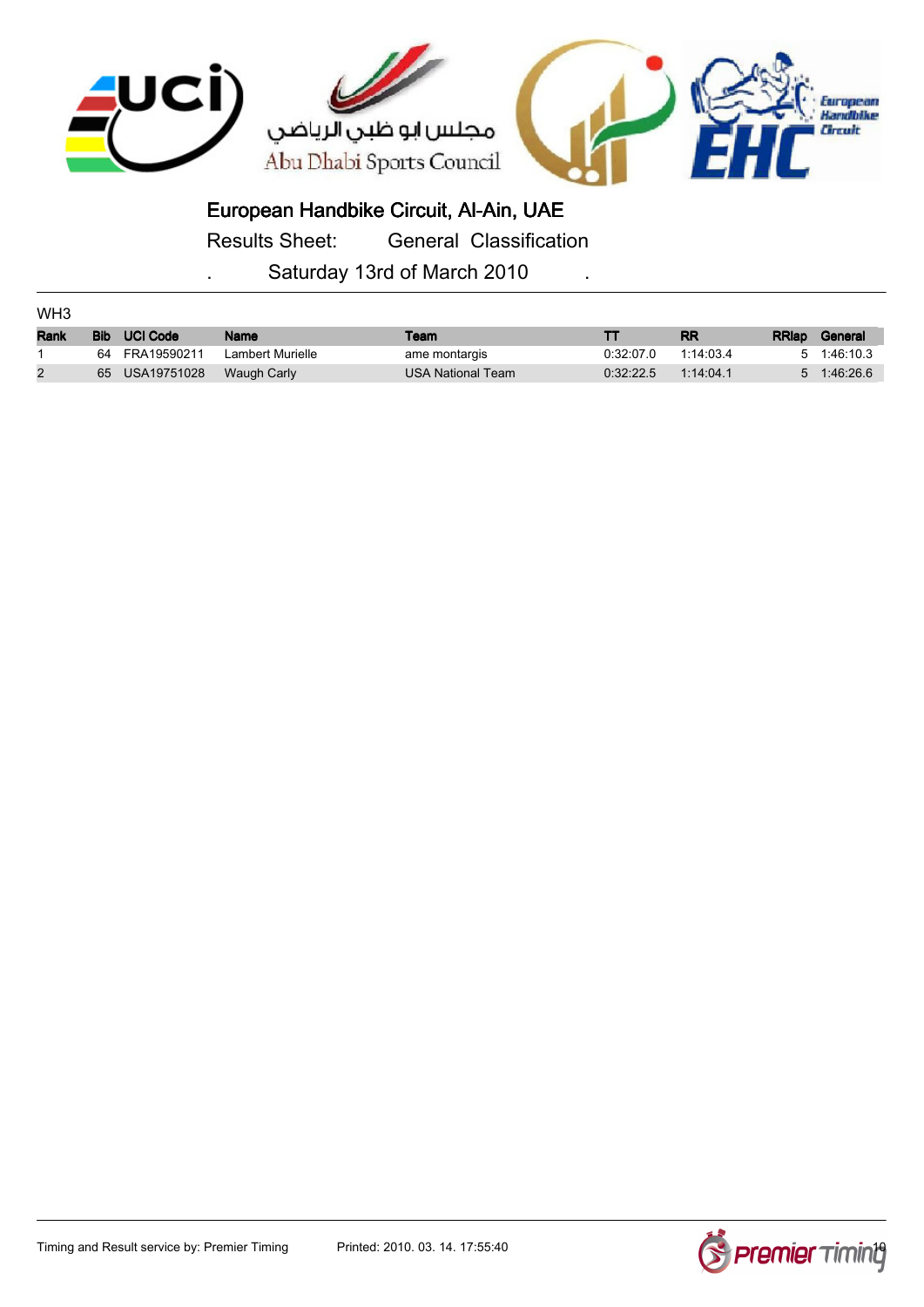# European Handbike Circuit, Al-Ain, UAE

Results Sheet: General Classification

. Saturday 13rd of March 2010 .

WH3

| Rank | Bib | UCI Code | Name | Team | TT | RR | RRlap | General |
|---|---|---|---|---|---|---|---|---|
| 1 | 64 | FRA19590211 | Lambert Murielle | ame montargis | 0:32:07.0 | 1:14:03.4 | 5 | 1:46:10.3 |
| 2 | 65 | USA19751028 | Waugh Carly | USA National Team | 0:32:22.5 | 1:14:04.1 | 5 | 1:46:26.6 |

Timing and Result service by: Premier Timing Printed: 2010. 03. 14. 17:55:40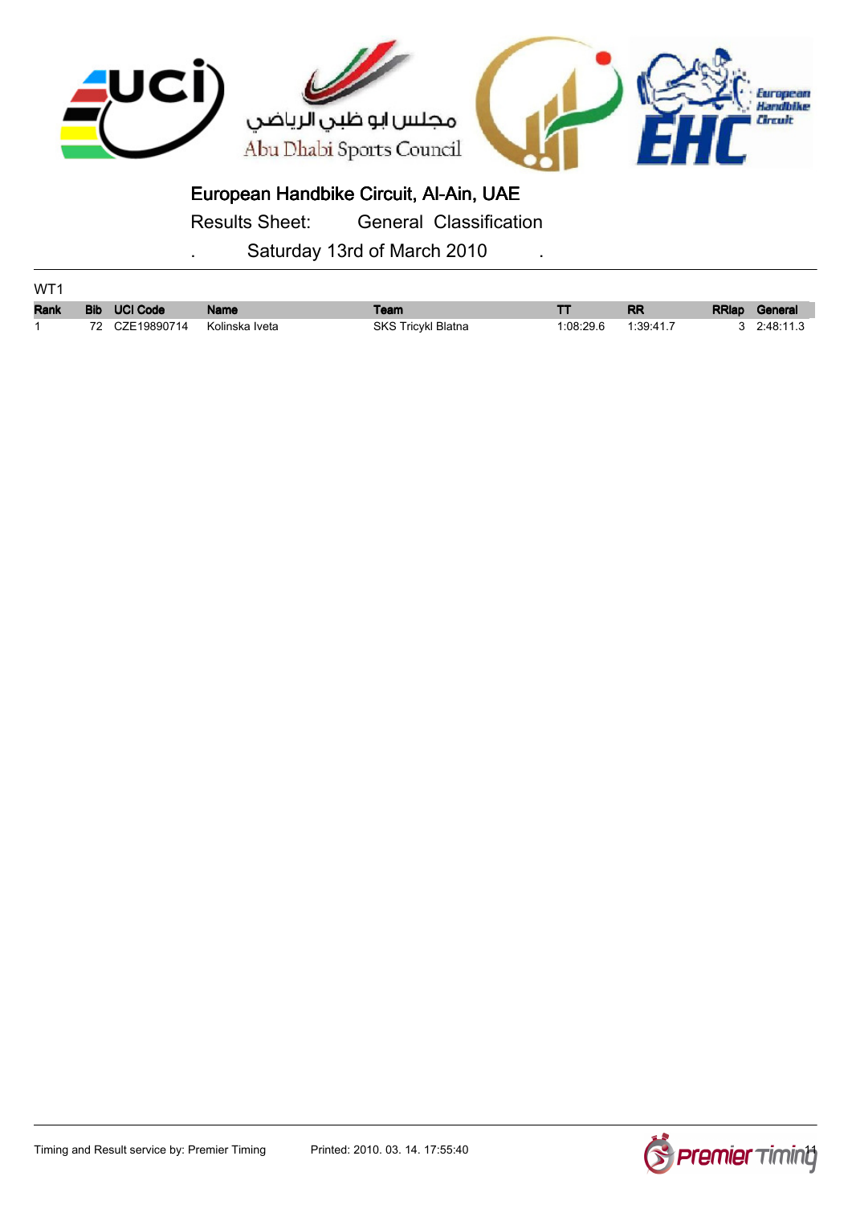مجلس ابو ظبي الرياضي

Abu Dhabi Sports Council

European Handbike Circuit

# European Handbike Circuit, Al-Ain, UAE

Results Sheet: General Classification

. Saturday 13rd of March 2010 .

WT1

| Rank | Bib | UCI Code | Name | Team | TT | RR | RRlap | General |
|---|---|---|---|---|---|---|---|---|
| 1 | 72 | CZE19890714 | Kolinska Iveta | SKS Tricykl Blatna | 1:08:29.6 | 1:39:41.7 | 3 | 2:48:11.3 |

Timing and Result service by: Premier Timing Printed: 2010. 03. 14. 17:55:40